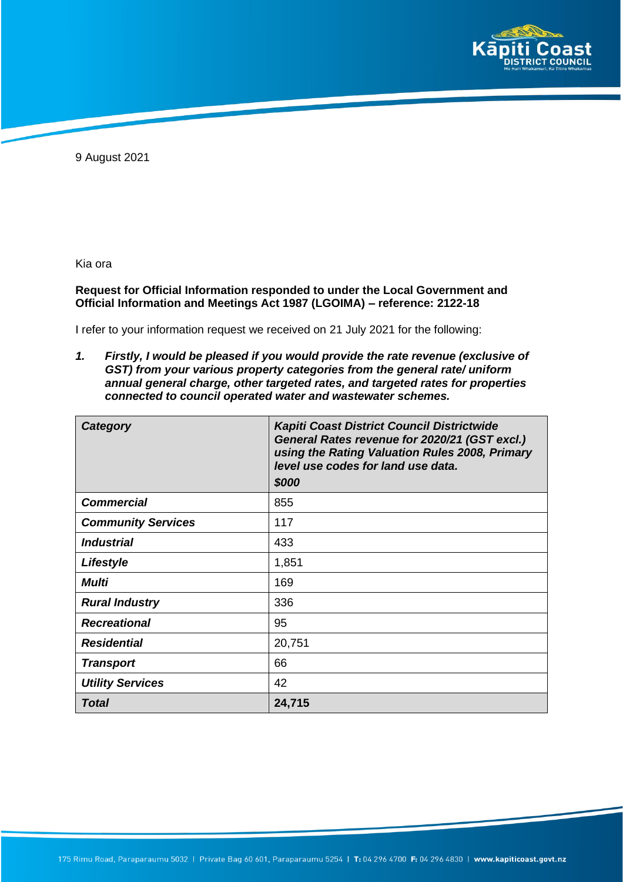9 August 2021

Kia ora

**Request for Official Information responded to under the Local Government and Official Information and Meetings Act 1987 (LGOIMA) – reference: 2122-18**

I refer to your information request we received on 21 July 2021 for the following:

1. ***Firstly, I would be pleased if you would provide the rate revenue (exclusive of GST) from your various property categories from the general rate/ uniform annual general charge, other targeted rates, and targeted rates for properties connected to council operated water and wastewater schemes.***

| ***Category*** | ***Kapiti Coast District Council Districtwide General Rates revenue for 2020/21 (GST excl.) using the Rating Valuation Rules 2008, Primary level use codes for land use data.*** ***$000*** |
|---|---|
| ***Commercial*** | 855 |
| ***Community Services*** | 117 |
| ***Industrial*** | 433 |
| ***Lifestyle*** | 1,851 |
| ***Multi*** | 169 |
| ***Rural Industry*** | 336 |
| ***Recreational*** | 95 |
| ***Residential*** | 20,751 |
| ***Transport*** | 66 |
| ***Utility Services*** | 42 |
| ***Total*** | **24,715** |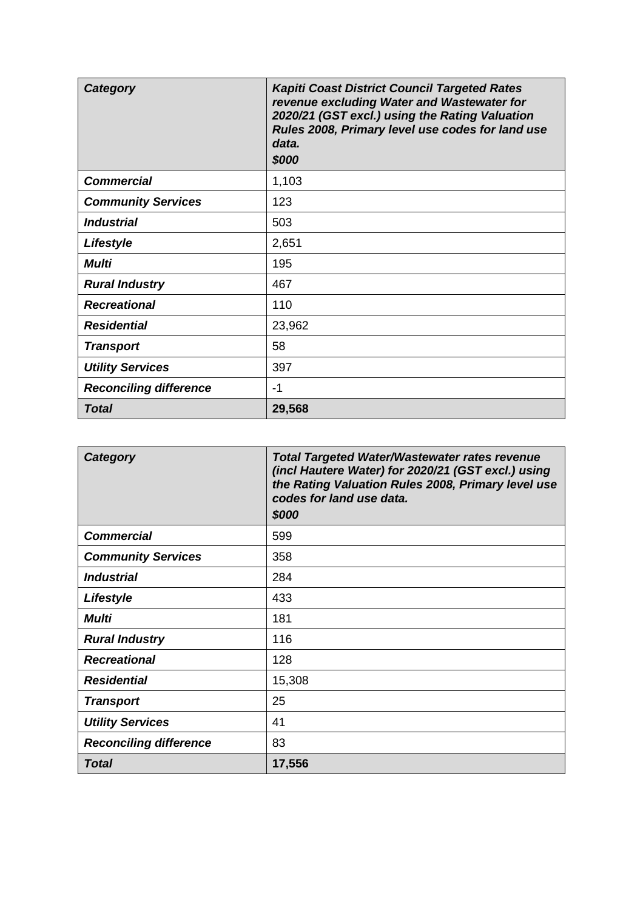| ***Category*** | ***Kapiti Coast District Council Targeted Rates revenue excluding Water and Wastewater for 2020/21 (GST excl.) using the Rating Valuation Rules 2008, Primary level use codes for land use data. $000*** |
|---|---|
| ***Commercial*** | 1,103 |
| ***Community Services*** | 123 |
| ***Industrial*** | 503 |
| ***Lifestyle*** | 2,651 |
| ***Multi*** | 195 |
| ***Rural Industry*** | 467 |
| ***Recreational*** | 110 |
| ***Residential*** | 23,962 |
| ***Transport*** | 58 |
| ***Utility Services*** | 397 |
| ***Reconciling difference*** | -1 |
| ***Total*** | **29,568** |

| ***Category*** | ***Total Targeted Water/Wastewater rates revenue (incl Hautere Water) for 2020/21 (GST excl.) using the Rating Valuation Rules 2008, Primary level use codes for land use data. $000*** |
|---|---|
| ***Commercial*** | 599 |
| ***Community Services*** | 358 |
| ***Industrial*** | 284 |
| ***Lifestyle*** | 433 |
| ***Multi*** | 181 |
| ***Rural Industry*** | 116 |
| ***Recreational*** | 128 |
| ***Residential*** | 15,308 |
| ***Transport*** | 25 |
| ***Utility Services*** | 41 |
| ***Reconciling difference*** | 83 |
| ***Total*** | **17,556** |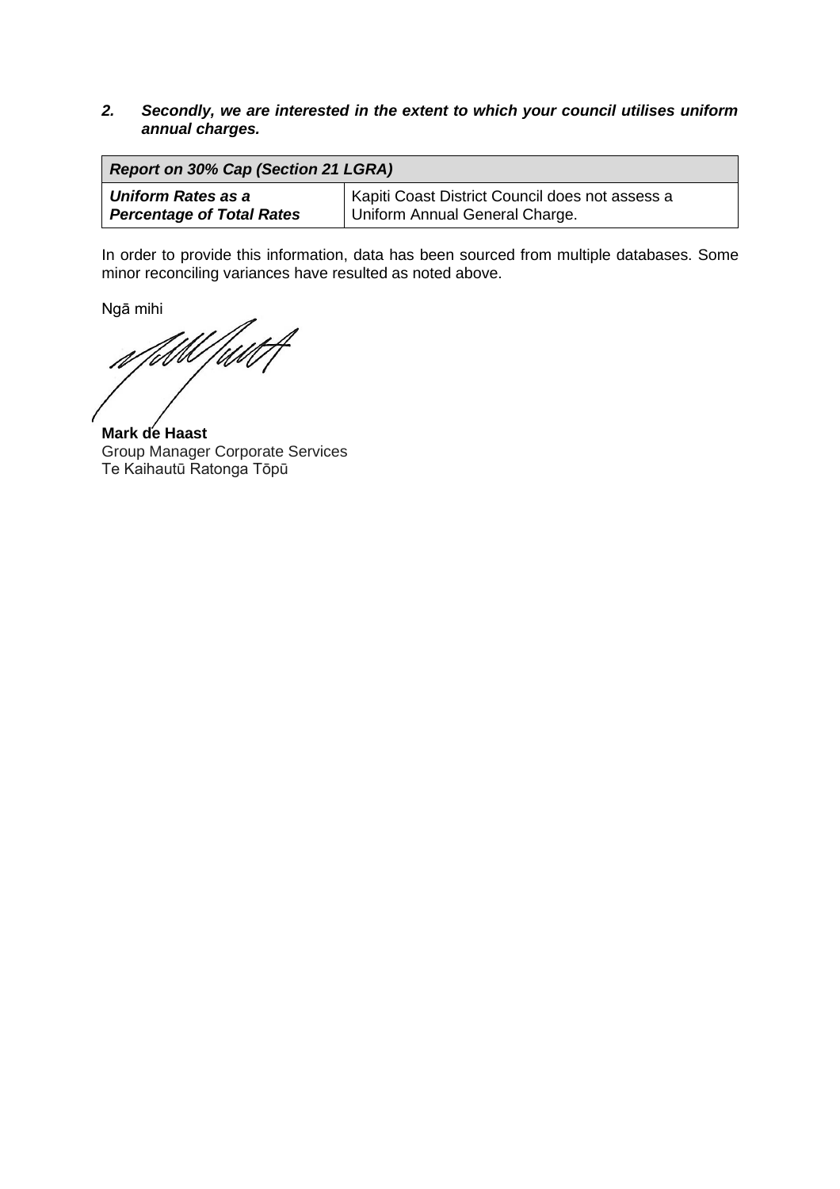***2. Secondly, we are interested in the extent to which your council utilises uniform annual charges.***

| ***Report on 30% Cap (Section 21 LGRA)*** | |
|---|---|
| ***Uniform Rates as a Percentage of Total Rates*** | Kapiti Coast District Council does not assess a Uniform Annual General Charge. |

In order to provide this information, data has been sourced from multiple databases. Some minor reconciling variances have resulted as noted above.

Ngā mihi

**Mark de Haast**
Group Manager Corporate Services
Te Kaihautū Ratonga Tōpū